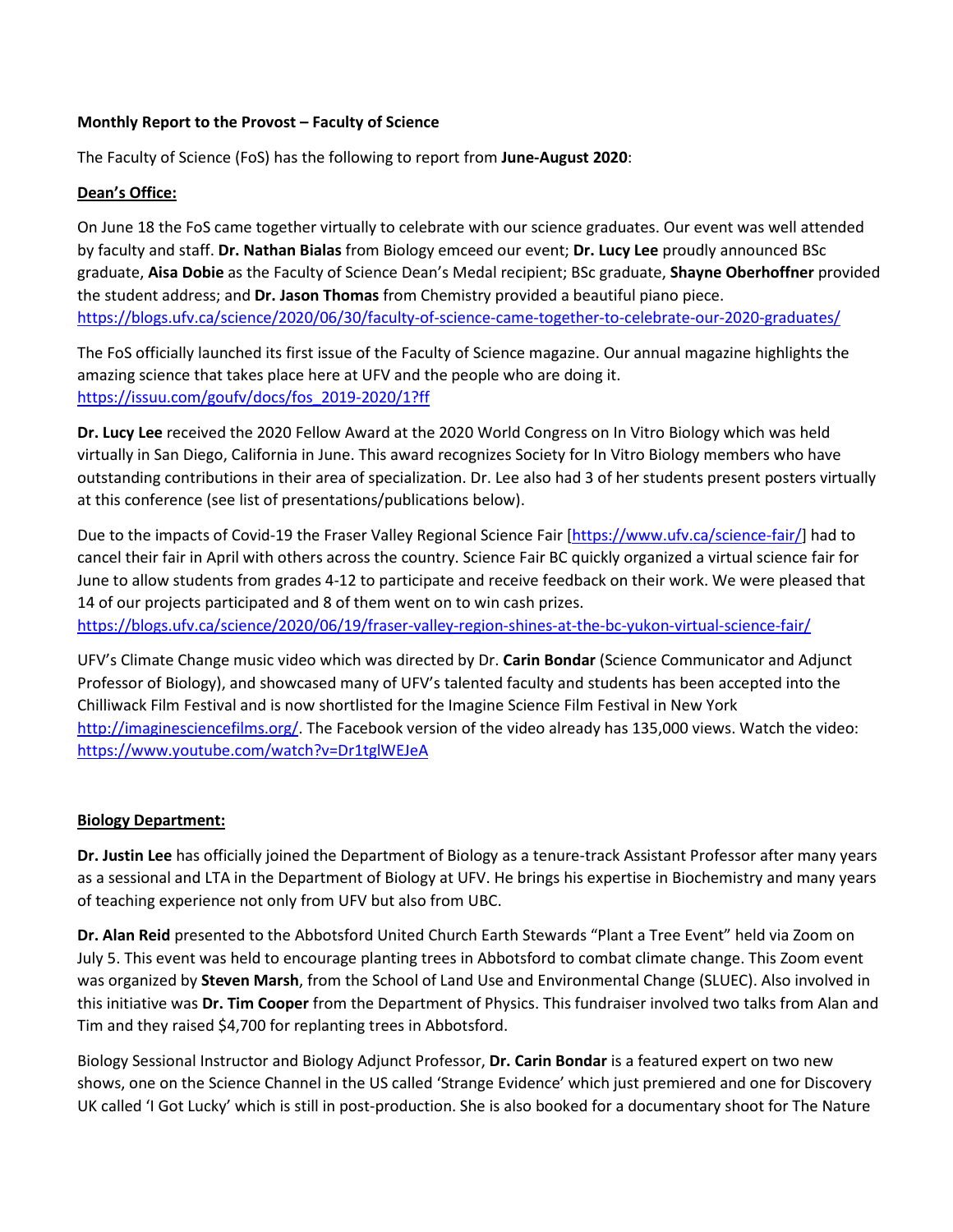**Monthly Report to the Provost – Faculty of Science**

The Faculty of Science (FoS) has the following to report from **June-August 2020**:

**Dean's Office:**

On June 18 the FoS came together virtually to celebrate with our science graduates. Our event was well attended by faculty and staff. **Dr. Nathan Bialas** from Biology emceed our event; **Dr. Lucy Lee** proudly announced BSc graduate, **Aisa Dobie** as the Faculty of Science Dean's Medal recipient; BSc graduate, **Shayne Oberhoffner** provided the student address; and **Dr. Jason Thomas** from Chemistry provided a beautiful piano piece. https://blogs.ufv.ca/science/2020/06/30/faculty-of-science-came-together-to-celebrate-our-2020-graduates/

The FoS officially launched its first issue of the Faculty of Science magazine. Our annual magazine highlights the amazing science that takes place here at UFV and the people who are doing it. https://issuu.com/goufv/docs/fos_2019-2020/1?ff

**Dr. Lucy Lee** received the 2020 Fellow Award at the 2020 World Congress on In Vitro Biology which was held virtually in San Diego, California in June. This award recognizes Society for In Vitro Biology members who have outstanding contributions in their area of specialization. Dr. Lee also had 3 of her students present posters virtually at this conference (see list of presentations/publications below).

Due to the impacts of Covid-19 the Fraser Valley Regional Science Fair [https://www.ufv.ca/science-fair/] had to cancel their fair in April with others across the country. Science Fair BC quickly organized a virtual science fair for June to allow students from grades 4-12 to participate and receive feedback on their work. We were pleased that 14 of our projects participated and 8 of them went on to win cash prizes. https://blogs.ufv.ca/science/2020/06/19/fraser-valley-region-shines-at-the-bc-yukon-virtual-science-fair/

UFV's Climate Change music video which was directed by Dr. **Carin Bondar** (Science Communicator and Adjunct Professor of Biology), and showcased many of UFV's talented faculty and students has been accepted into the Chilliwack Film Festival and is now shortlisted for the Imagine Science Film Festival in New York http://imaginesciencefilms.org/. The Facebook version of the video already has 135,000 views. Watch the video: https://www.youtube.com/watch?v=Dr1tglWEJeA

**Biology Department:**

**Dr. Justin Lee** has officially joined the Department of Biology as a tenure-track Assistant Professor after many years as a sessional and LTA in the Department of Biology at UFV. He brings his expertise in Biochemistry and many years of teaching experience not only from UFV but also from UBC.

**Dr. Alan Reid** presented to the Abbotsford United Church Earth Stewards "Plant a Tree Event" held via Zoom on July 5. This event was held to encourage planting trees in Abbotsford to combat climate change. This Zoom event was organized by **Steven Marsh**, from the School of Land Use and Environmental Change (SLUEC). Also involved in this initiative was **Dr. Tim Cooper** from the Department of Physics. This fundraiser involved two talks from Alan and Tim and they raised $4,700 for replanting trees in Abbotsford.

Biology Sessional Instructor and Biology Adjunct Professor, **Dr. Carin Bondar** is a featured expert on two new shows, one on the Science Channel in the US called 'Strange Evidence' which just premiered and one for Discovery UK called 'I Got Lucky' which is still in post-production. She is also booked for a documentary shoot for The Nature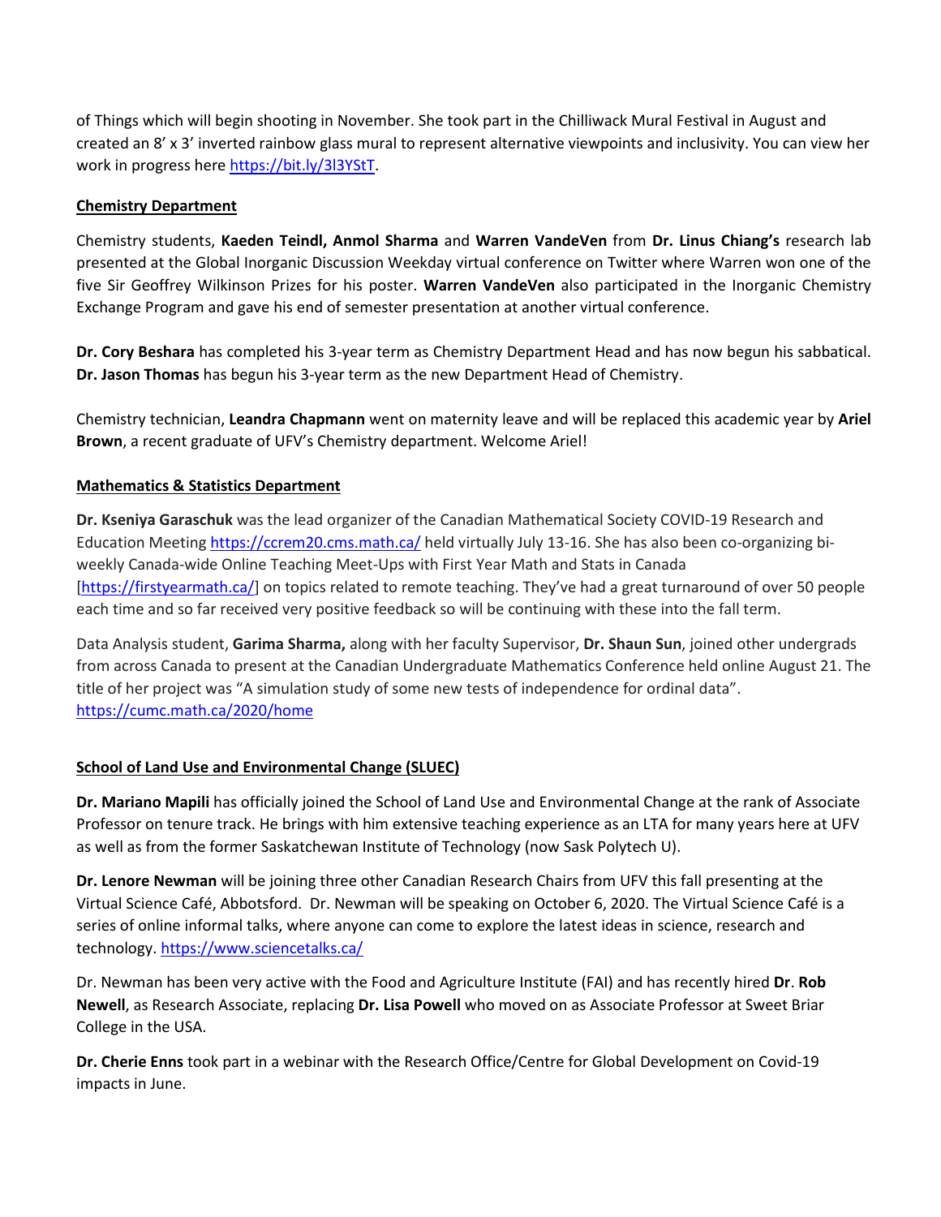of Things which will begin shooting in November. She took part in the Chilliwack Mural Festival in August and created an 8' x 3' inverted rainbow glass mural to represent alternative viewpoints and inclusivity. You can view her work in progress here https://bit.ly/3l3YStT.

## Chemistry Department

Chemistry students, **Kaeden Teindl, Anmol Sharma** and **Warren VandeVen** from **Dr. Linus Chiang's** research lab presented at the Global Inorganic Discussion Weekday virtual conference on Twitter where Warren won one of the five Sir Geoffrey Wilkinson Prizes for his poster. **Warren VandeVen** also participated in the Inorganic Chemistry Exchange Program and gave his end of semester presentation at another virtual conference.

**Dr. Cory Beshara** has completed his 3-year term as Chemistry Department Head and has now begun his sabbatical. **Dr. Jason Thomas** has begun his 3-year term as the new Department Head of Chemistry.

Chemistry technician, **Leandra Chapmann** went on maternity leave and will be replaced this academic year by **Ariel Brown**, a recent graduate of UFV's Chemistry department. Welcome Ariel!

## Mathematics & Statistics Department

**Dr. Kseniya Garaschuk** was the lead organizer of the Canadian Mathematical Society COVID-19 Research and Education Meeting https://ccrem20.cms.math.ca/ held virtually July 13-16. She has also been co-organizing bi-weekly Canada-wide Online Teaching Meet-Ups with First Year Math and Stats in Canada [https://firstyearmath.ca/] on topics related to remote teaching. They've had a great turnaround of over 50 people each time and so far received very positive feedback so will be continuing with these into the fall term.

Data Analysis student, **Garima Sharma,** along with her faculty Supervisor, **Dr. Shaun Sun**, joined other undergrads from across Canada to present at the Canadian Undergraduate Mathematics Conference held online August 21. The title of her project was "A simulation study of some new tests of independence for ordinal data". https://cumc.math.ca/2020/home

## School of Land Use and Environmental Change (SLUEC)

**Dr. Mariano Mapili** has officially joined the School of Land Use and Environmental Change at the rank of Associate Professor on tenure track. He brings with him extensive teaching experience as an LTA for many years here at UFV as well as from the former Saskatchewan Institute of Technology (now Sask Polytech U).

**Dr. Lenore Newman** will be joining three other Canadian Research Chairs from UFV this fall presenting at the Virtual Science Café, Abbotsford. Dr. Newman will be speaking on October 6, 2020. The Virtual Science Café is a series of online informal talks, where anyone can come to explore the latest ideas in science, research and technology. https://www.sciencetalks.ca/

Dr. Newman has been very active with the Food and Agriculture Institute (FAI) and has recently hired **Dr**. **Rob Newell**, as Research Associate, replacing **Dr. Lisa Powell** who moved on as Associate Professor at Sweet Briar College in the USA.

**Dr. Cherie Enns** took part in a webinar with the Research Office/Centre for Global Development on Covid-19 impacts in June.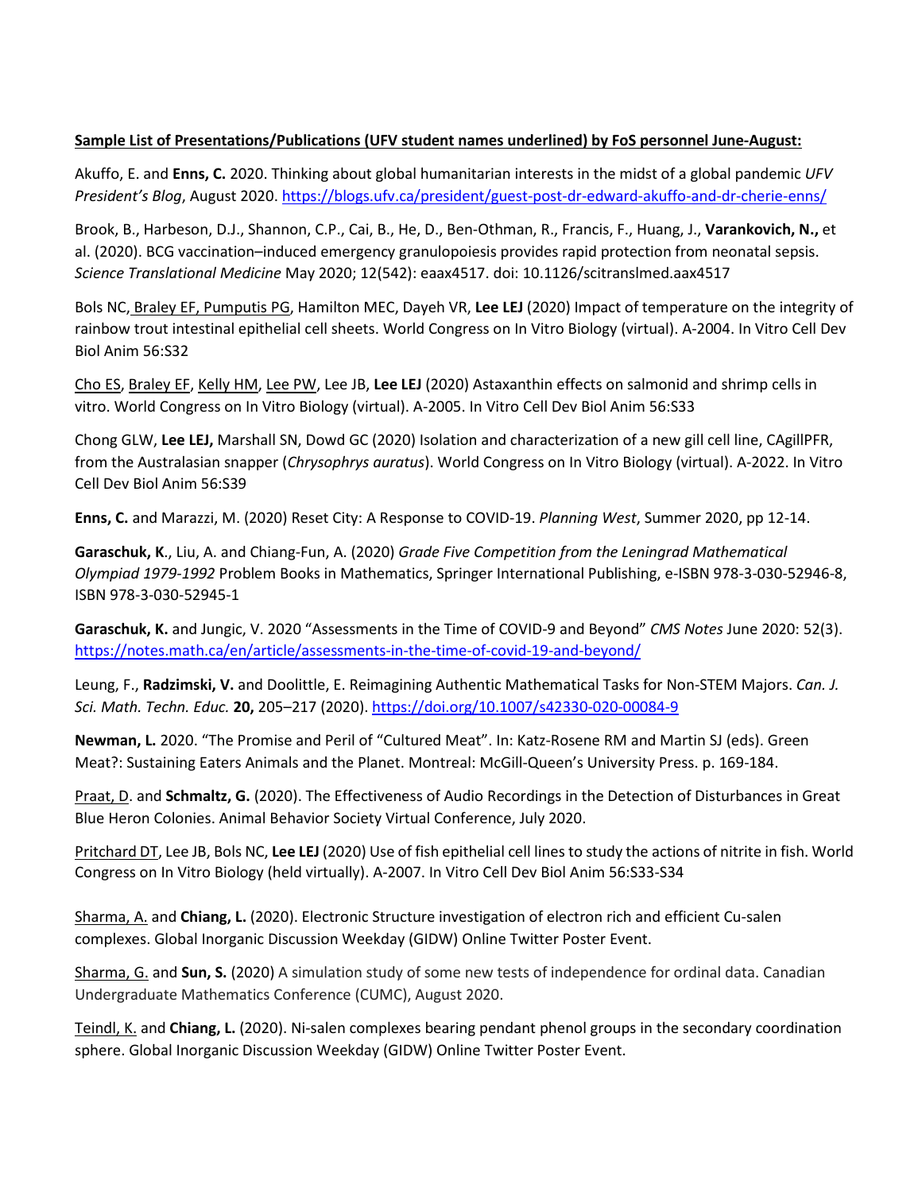**<u>Sample List of Presentations/Publications (UFV student names underlined) by FoS personnel June-August:</u>**

Akuffo, E. and **Enns, C.** 2020. Thinking about global humanitarian interests in the midst of a global pandemic *UFV President's Blog*, August 2020. https://blogs.ufv.ca/president/guest-post-dr-edward-akuffo-and-dr-cherie-enns/

Brook, B., Harbeson, D.J., Shannon, C.P., Cai, B., He, D., Ben-Othman, R., Francis, F., Huang, J., **Varankovich, N.,** et al. (2020). BCG vaccination–induced emergency granulopoiesis provides rapid protection from neonatal sepsis. *Science Translational Medicine* May 2020; 12(542): eaax4517. doi: 10.1126/scitranslmed.aax4517

Bols NC, <u>Braley EF, Pumputis PG</u>, Hamilton MEC, Dayeh VR, **Lee LEJ** (2020) Impact of temperature on the integrity of rainbow trout intestinal epithelial cell sheets. World Congress on In Vitro Biology (virtual). A-2004. In Vitro Cell Dev Biol Anim 56:S32

<u>Cho ES</u>, <u>Braley EF</u>, <u>Kelly HM</u>, <u>Lee PW</u>, Lee JB, **Lee LEJ** (2020) Astaxanthin effects on salmonid and shrimp cells in vitro. World Congress on In Vitro Biology (virtual). A-2005. In Vitro Cell Dev Biol Anim 56:S33

Chong GLW, **Lee LEJ,** Marshall SN, Dowd GC (2020) Isolation and characterization of a new gill cell line, CAgillPFR, from the Australasian snapper (*Chrysophrys auratus*). World Congress on In Vitro Biology (virtual). A-2022. In Vitro Cell Dev Biol Anim 56:S39

**Enns, C.** and Marazzi, M. (2020) Reset City: A Response to COVID-19. *Planning West*, Summer 2020, pp 12-14.

**Garaschuk, K**., Liu, A. and Chiang-Fun, A. (2020) *Grade Five Competition from the Leningrad Mathematical Olympiad 1979-1992* Problem Books in Mathematics, Springer International Publishing, e-ISBN 978-3-030-52946-8, ISBN 978-3-030-52945-1

**Garaschuk, K.** and Jungic, V. 2020 "Assessments in the Time of COVID-9 and Beyond" *CMS Notes* June 2020: 52(3). https://notes.math.ca/en/article/assessments-in-the-time-of-covid-19-and-beyond/

Leung, F., **Radzimski, V.** and Doolittle, E. Reimagining Authentic Mathematical Tasks for Non-STEM Majors. *Can. J. Sci. Math. Techn. Educ.* **20,** 205–217 (2020). https://doi.org/10.1007/s42330-020-00084-9

**Newman, L.** 2020. "The Promise and Peril of "Cultured Meat". In: Katz-Rosene RM and Martin SJ (eds). Green Meat?: Sustaining Eaters Animals and the Planet. Montreal: McGill-Queen's University Press. p. 169-184.

<u>Praat, D</u>. and **Schmaltz, G.** (2020). The Effectiveness of Audio Recordings in the Detection of Disturbances in Great Blue Heron Colonies. Animal Behavior Society Virtual Conference, July 2020.

<u>Pritchard DT</u>, Lee JB, Bols NC, **Lee LEJ** (2020) Use of fish epithelial cell lines to study the actions of nitrite in fish. World Congress on In Vitro Biology (held virtually). A-2007. In Vitro Cell Dev Biol Anim 56:S33-S34

<u>Sharma, A.</u> and **Chiang, L.** (2020). Electronic Structure investigation of electron rich and efficient Cu-salen complexes. Global Inorganic Discussion Weekday (GIDW) Online Twitter Poster Event.

<u>Sharma, G.</u> and **Sun, S.** (2020) A simulation study of some new tests of independence for ordinal data. Canadian Undergraduate Mathematics Conference (CUMC), August 2020.

<u>Teindl, K.</u> and **Chiang, L.** (2020). Ni-salen complexes bearing pendant phenol groups in the secondary coordination sphere. Global Inorganic Discussion Weekday (GIDW) Online Twitter Poster Event.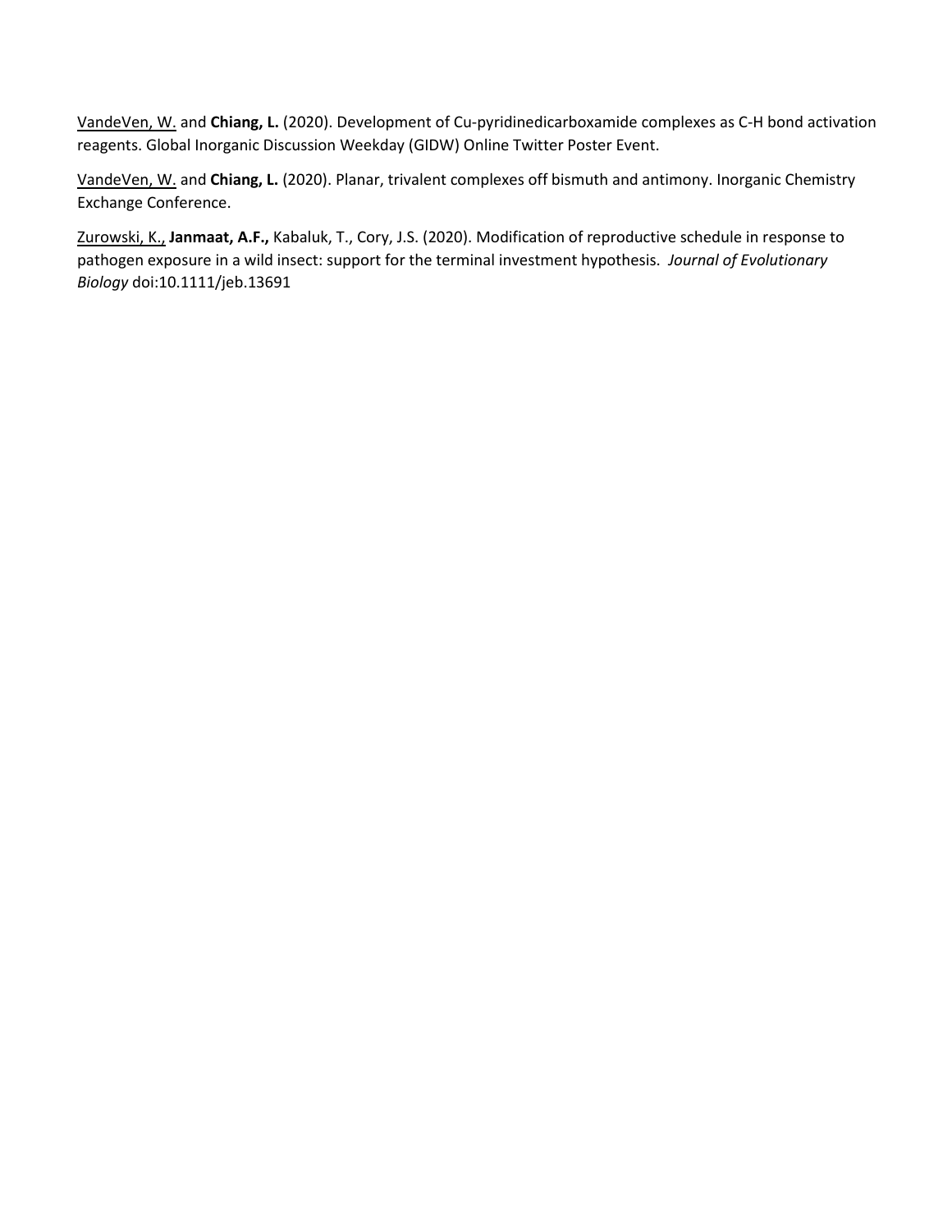VandeVen, W. and **Chiang, L.** (2020). Development of Cu-pyridinedicarboxamide complexes as C-H bond activation reagents. Global Inorganic Discussion Weekday (GIDW) Online Twitter Poster Event.

VandeVen, W. and **Chiang, L.** (2020). Planar, trivalent complexes off bismuth and antimony. Inorganic Chemistry Exchange Conference.

Zurowski, K., **Janmaat, A.F.,** Kabaluk, T., Cory, J.S. (2020). Modification of reproductive schedule in response to pathogen exposure in a wild insect: support for the terminal investment hypothesis. *Journal of Evolutionary Biology* doi:10.1111/jeb.13691